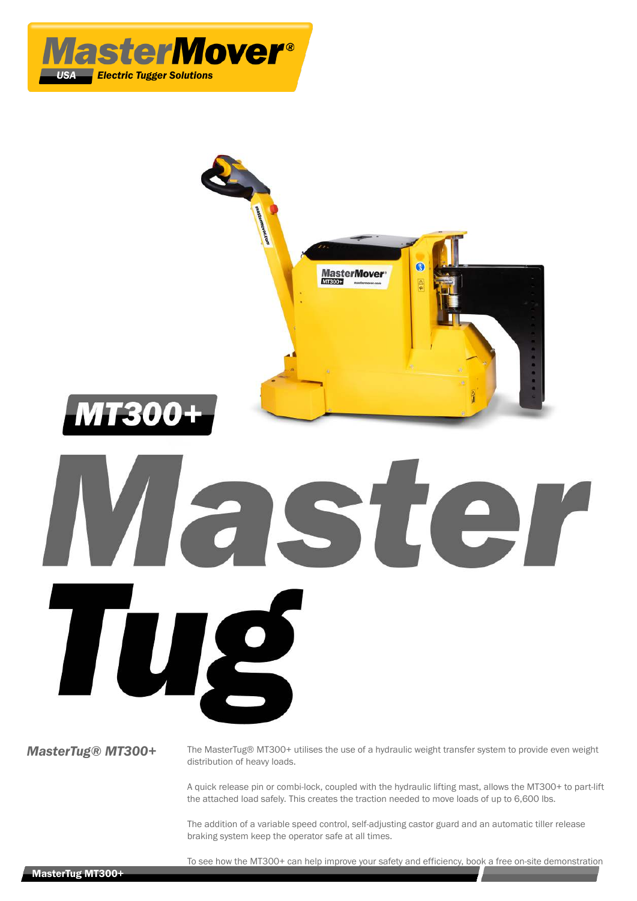# MasterMover®

USA **Electric Tugger Solutions**

# MT300+

# Master Tug

### *MasterTug® MT300+*

The MasterTug® MT300+ utilises the use of a hydraulic weight transfer system to provide even weight distribution of heavy loads.

A quick release pin or combi-lock, coupled with the hydraulic lifting mast, allows the MT300+ to part-lift the attached load safely. This creates the traction needed to move loads of up to 6,600 lbs.

The addition of a variable speed control, self-adjusting castor guard and an automatic tiller release braking system keep the operator safe at all times.

To see how the MT300+ can help improve your safety and efficiency, book a free on-site demonstration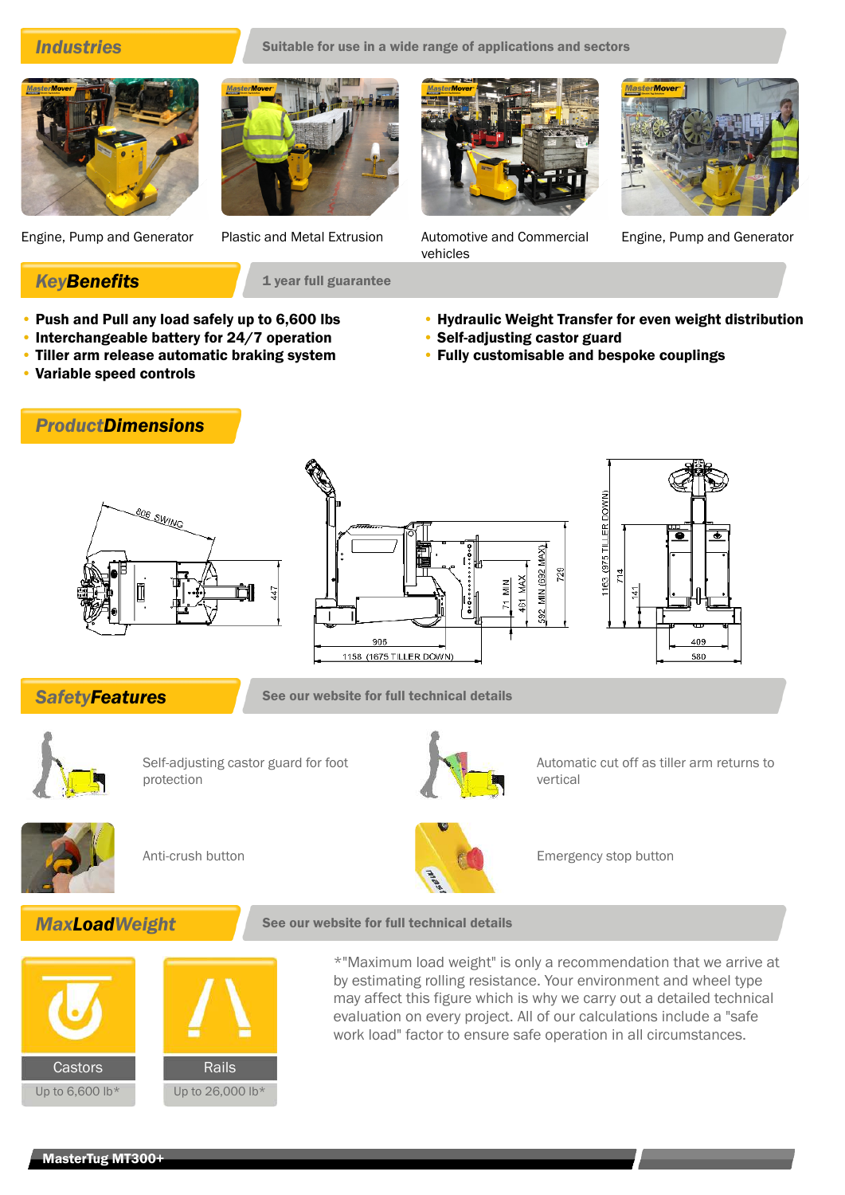## Industries

Suitable for use in a wide range of applications and sectors

Engine, Pump and Generator

Plastic and Metal Extrusion

Automotive and Commercial vehicles

Engine, Pump and Generator

## KeyBenefits

1 year full guarantee

- **Push and Pull any load safely up to 6,600 lbs**
- **Interchangeable battery for 24/7 operation**
- **Tiller arm release automatic braking system**
- **Variable speed controls**
- **Hydraulic Weight Transfer for even weight distribution**
- **Self-adjusting castor guard**
- **Fully customisable and bespoke couplings**

## ProductDimensions

806 SWING

447

906

1158 (1675 TILLER DOWN)

71 MIN

461 MAX

592 MIN (692 MAX)

728

1163 (975 TILLER DOWN)

714

141

409

580

## SafetyFeatures

See our website for full technical details

Self-adjusting castor guard for foot protection

Automatic cut off as tiller arm returns to vertical

Anti-crush button

Emergency stop button

## MaxLoadWeight

See our website for full technical details

| Castors | Rails |
| --- | --- |
| Up to 6,600 lb* | Up to 26,000 lb* |

*"Maximum load weight" is only a recommendation that we arrive at by estimating rolling resistance. Your environment and wheel type may affect this figure which is why we carry out a detailed technical evaluation on every project. All of our calculations include a "safe work load" factor to ensure safe operation in all circumstances.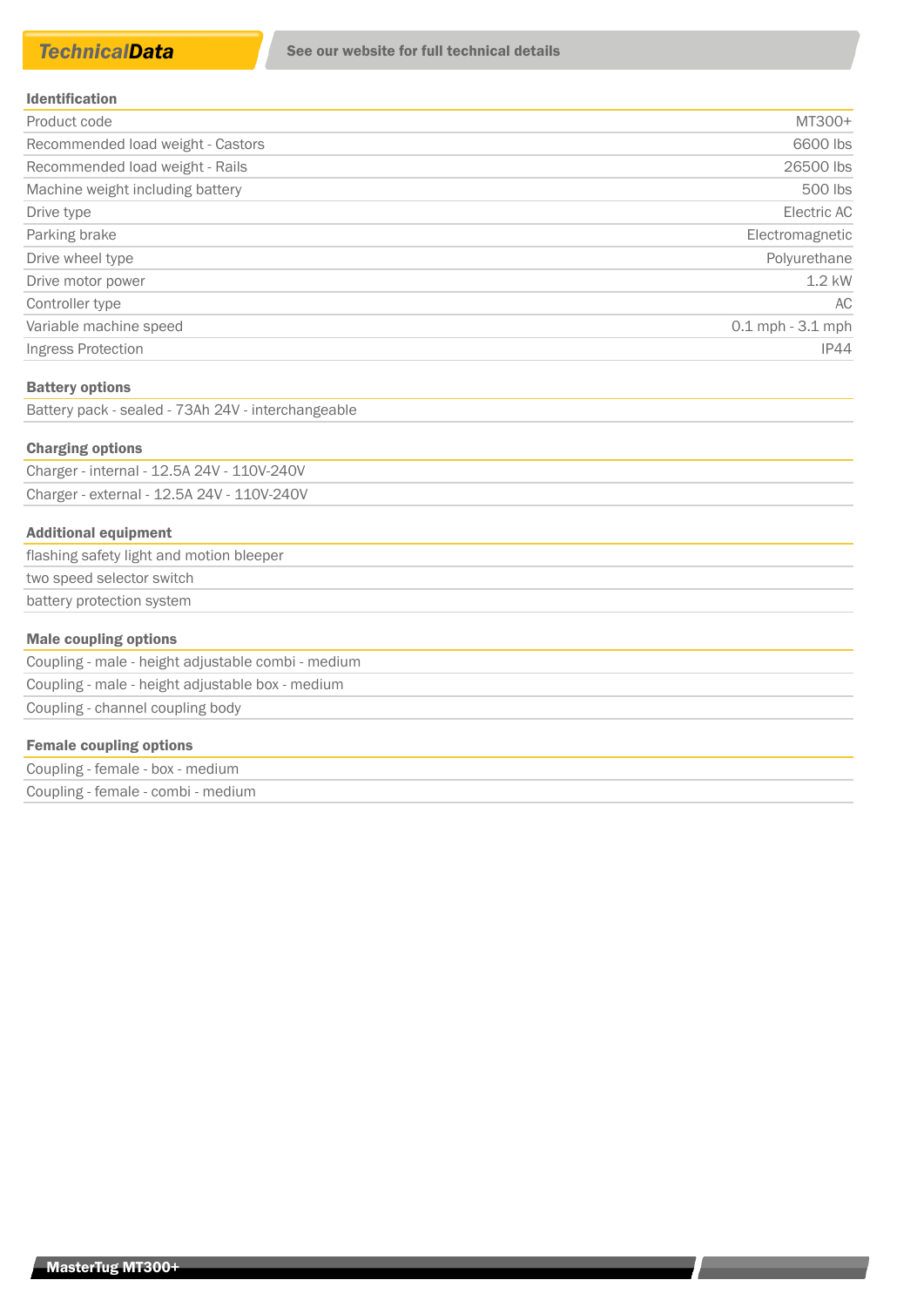# TechnicalData

See our website for full technical details

| Identification | |
|---|---|
| Product code | MT300+ |
| Recommended load weight - Castors | 6600 lbs |
| Recommended load weight - Rails | 26500 lbs |
| Machine weight including battery | 500 lbs |
| Drive type | Electric AC |
| Parking brake | Electromagnetic |
| Drive wheel type | Polyurethane |
| Drive motor power | 1.2 kW |
| Controller type | AC |
| Variable machine speed | 0.1 mph - 3.1 mph |
| Ingress Protection | IP44 |

**Battery options**

- Battery pack - sealed - 73Ah 24V - interchangeable

**Charging options**

- Charger - internal - 12.5A 24V - 110V-240V
- Charger - external - 12.5A 24V - 110V-240V

**Additional equipment**

- flashing safety light and motion bleeper
- two speed selector switch
- battery protection system

**Male coupling options**

- Coupling - male - height adjustable combi - medium
- Coupling - male - height adjustable box - medium
- Coupling - channel coupling body

**Female coupling options**

- Coupling - female - box - medium
- Coupling - female - combi - medium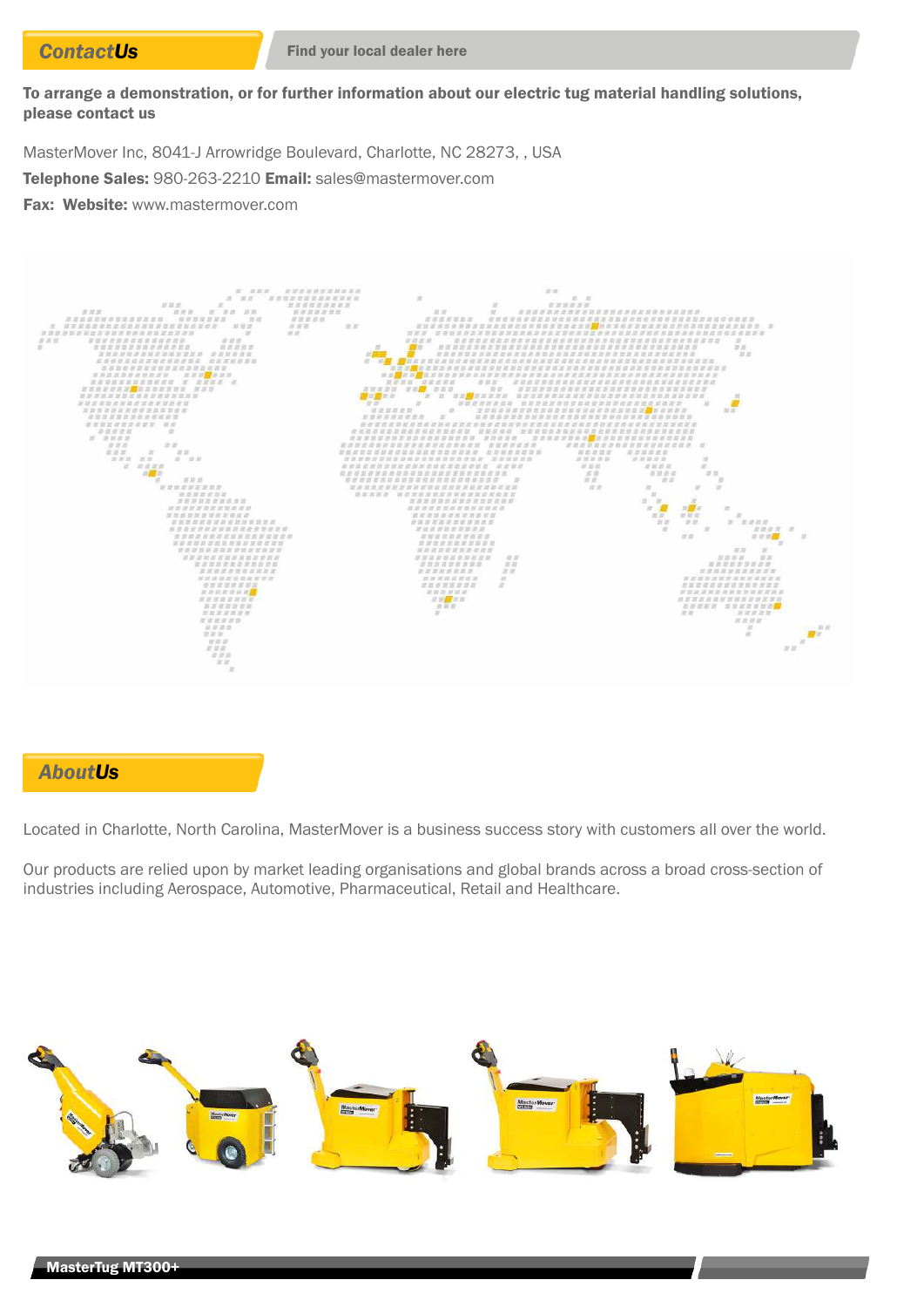## *Contact**Us***

Find your local dealer here

**To arrange a demonstration, or for further information about our electric tug material handling solutions, please contact us**

MasterMover Inc, 8041-J Arrowridge Boulevard, Charlotte, NC 28273, , USA

**Telephone Sales:** 980-263-2210 **Email:** sales@mastermover.com

**Fax:** **Website:** www.mastermover.com

## *About**Us***

Located in Charlotte, North Carolina, MasterMover is a business success story with customers all over the world.

Our products are relied upon by market leading organisations and global brands across a broad cross-section of industries including Aerospace, Automotive, Pharmaceutical, Retail and Healthcare.